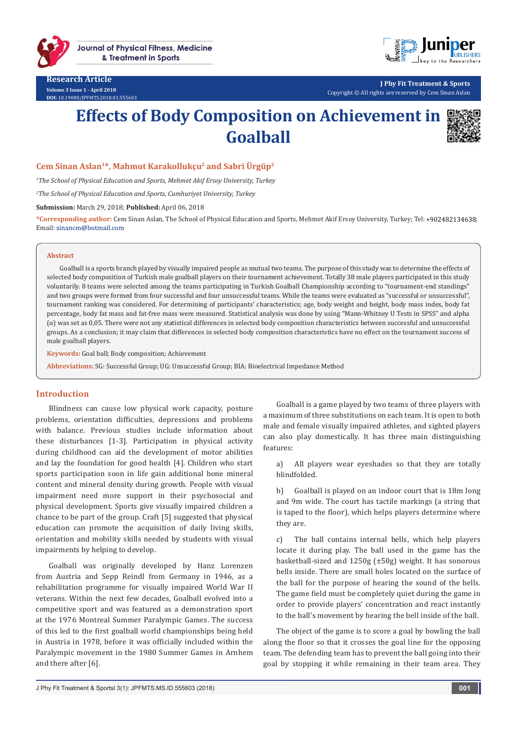Research Article

Volume 3 Issue 1 - April 2018

DOI: 10.19080/JPFMTS.2018.03.555603

J Phy Fit Treatment & Sports

Copyright © All rights are reserved by Cem Sinan Aslan

# Effects of Body Composition on Achievement in Goalball

**Cem Sinan Aslan[1]*, Mahmut Karakollukçu[2] and Sabri Ürgüp[2]**

*[1]The School of Physical Education and Sports, Mehmet Akif Ersoy University, Turkey*

*[2]The School of Physical Education and Sports, Cumhuriyet University, Turkey*

**Submission:** March 29, 2018; **Published:** April 06, 2018

***Corresponding author:** Cem Sinan Aslan, The School of Physical Education and Sports, Mehmet Akif Ersoy University, Turkey; Tel: +902482134638; Email: sinancm@hotmail.com

## Abstract

Goalball is a sports branch played by visually impaired people as mutual two teams. The purpose of this study was to determine the effects of selected body composition of Turkish male goalball players on their tournament achievement. Totally 38 male players participated in this study voluntarily. 8 teams were selected among the teams participating in Turkish Goalball Championship according to "tournament-end standings" and two groups were formed from four successful and four unsuccessful teams. While the teams were evaluated as "successful or unsuccessful", tournament ranking was considered. For determining of participants' characteristics; age, body weight and height, body mass index, body fat percentage, body fat mass and fat-free mass were measured. Statistical analysis was done by using "Mann-Whitney U Tests in SPSS" and alpha (α) was set as 0,05. There were not any statistical differences in selected body composition characteristics between successful and unsuccessful groups. As a conclusion; it may claim that differences in selected body composition characteristics have no effect on the tournament success of male goalball players.

**Keywords:** Goal ball; Body composition; Achievement

**Abbreviations:** SG: Successful Group; UG: Unsuccessful Group; BIA: Bioelectrical Impedance Method

## Introduction

Blindness can cause low physical work capacity, posture problems, orientation difficulties, depressions and problems with balance. Previous studies include information about these disturbances [1-3]. Participation in physical activity during childhood can aid the development of motor abilities and lay the foundation for good health [4]. Children who start sports participation soon in life gain additional bone mineral content and mineral density during growth. People with visual impairment need more support in their psychosocial and physical development. Sports give visually impaired children a chance to be part of the group. Craft [5] suggested that physical education can promote the acquisition of daily living skills, orientation and mobility skills needed by students with visual impairments by helping to develop.

Goalball was originally developed by Hanz Lorenzen from Austria and Sepp Reindl from Germany in 1946, as a rehabilitation programme for visually impaired World War II veterans. Within the next few decades, Goalball evolved into a competitive sport and was featured as a demonstration sport at the 1976 Montreal Summer Paralympic Games. The success of this led to the first goalball world championships being held in Austria in 1978, before it was officially included within the Paralympic movement in the 1980 Summer Games in Arnhem and there after [6].

Goalball is a game played by two teams of three players with a maximum of three substitutions on each team. It is open to both male and female visually impaired athletes, and sighted players can also play domestically. It has three main distinguishing features:

a) All players wear eyeshades so that they are totally blindfolded.

b) Goalball is played on an indoor court that is 18m long and 9m wide. The court has tactile markings (a string that is taped to the floor), which helps players determine where they are.

c) The ball contains internal bells, which help players locate it during play. The ball used in the game has the basketball-sized and 1250g (±50g) weight. It has sonorous bells inside. There are small holes located on the surface of the ball for the purpose of hearing the sound of the bells. The game field must be completely quiet during the game in order to provide players' concentration and react instantly to the ball's movement by hearing the bell inside of the ball.

The object of the game is to score a goal by bowling the ball along the floor so that it crosses the goal line for the opposing team. The defending team has to prevent the ball going into their goal by stopping it while remaining in their team area. They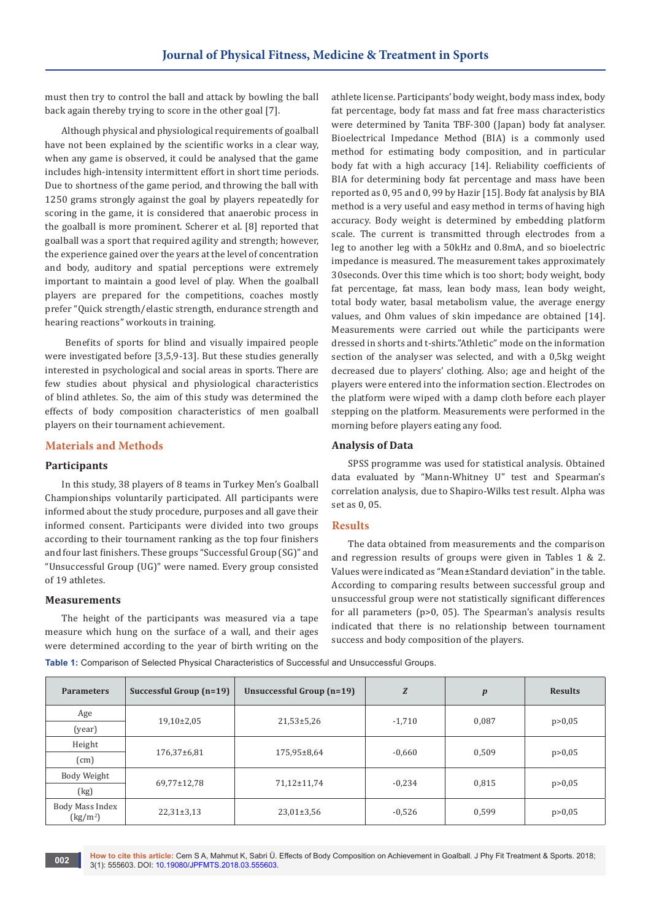must then try to control the ball and attack by bowling the ball back again thereby trying to score in the other goal [7].

Although physical and physiological requirements of goalball have not been explained by the scientific works in a clear way, when any game is observed, it could be analysed that the game includes high-intensity intermittent effort in short time periods. Due to shortness of the game period, and throwing the ball with 1250 grams strongly against the goal by players repeatedly for scoring in the game, it is considered that anaerobic process in the goalball is more prominent. Scherer et al. [8] reported that goalball was a sport that required agility and strength; however, the experience gained over the years at the level of concentration and body, auditory and spatial perceptions were extremely important to maintain a good level of play. When the goalball players are prepared for the competitions, coaches mostly prefer "Quick strength/elastic strength, endurance strength and hearing reactions" workouts in training.

Benefits of sports for blind and visually impaired people were investigated before [3,5,9-13]. But these studies generally interested in psychological and social areas in sports. There are few studies about physical and physiological characteristics of blind athletes. So, the aim of this study was determined the effects of body composition characteristics of men goalball players on their tournament achievement.

## Materials and Methods

### Participants

In this study, 38 players of 8 teams in Turkey Men's Goalball Championships voluntarily participated. All participants were informed about the study procedure, purposes and all gave their informed consent. Participants were divided into two groups according to their tournament ranking as the top four finishers and four last finishers. These groups "Successful Group (SG)" and "Unsuccessful Group (UG)" were named. Every group consisted of 19 athletes.

### Measurements

The height of the participants was measured via a tape measure which hung on the surface of a wall, and their ages were determined according to the year of birth writing on the athlete license. Participants' body weight, body mass index, body fat percentage, body fat mass and fat free mass characteristics were determined by Tanita TBF-300 (Japan) body fat analyser. Bioelectrical Impedance Method (BIA) is a commonly used method for estimating body composition, and in particular body fat with a high accuracy [14]. Reliability coefficients of BIA for determining body fat percentage and mass have been reported as 0, 95 and 0, 99 by Hazir [15]. Body fat analysis by BIA method is a very useful and easy method in terms of having high accuracy. Body weight is determined by embedding platform scale. The current is transmitted through electrodes from a leg to another leg with a 50kHz and 0.8mA, and so bioelectric impedance is measured. The measurement takes approximately 30seconds. Over this time which is too short; body weight, body fat percentage, fat mass, lean body mass, lean body weight, total body water, basal metabolism value, the average energy values, and Ohm values of skin impedance are obtained [14]. Measurements were carried out while the participants were dressed in shorts and t-shirts."Athletic" mode on the information section of the analyser was selected, and with a 0,5kg weight decreased due to players' clothing. Also; age and height of the players were entered into the information section. Electrodes on the platform were wiped with a damp cloth before each player stepping on the platform. Measurements were performed in the morning before players eating any food.

### Analysis of Data

SPSS programme was used for statistical analysis. Obtained data evaluated by "Mann-Whitney U" test and Spearman's correlation analysis, due to Shapiro-Wilks test result. Alpha was set as 0, 05.

## Results

The data obtained from measurements and the comparison and regression results of groups were given in Tables 1 & 2. Values were indicated as "Mean±Standard deviation" in the table. According to comparing results between successful group and unsuccessful group were not statistically significant differences for all parameters (p>0, 05). The Spearman's analysis results indicated that there is no relationship between tournament success and body composition of the players.

**Table 1:** Comparison of Selected Physical Characteristics of Successful and Unsuccessful Groups.

| Parameters | Successful Group (n=19) | Unsuccessful Group (n=19) | Z | p | Results |
|---|---|---|---|---|---|
| Age (year) | 19,10±2,05 | 21,53±5,26 | -1,710 | 0,087 | p>0,05 |
| Height (cm) | 176,37±6,81 | 175,95±8,64 | -0,660 | 0,509 | p>0,05 |
| Body Weight (kg) | 69,77±12,78 | 71,12±11,74 | -0,234 | 0,815 | p>0,05 |
| Body Mass Index ($kg/m^2$) | 22,31±3,13 | 23,01±3,56 | -0,526 | 0,599 | p>0,05 |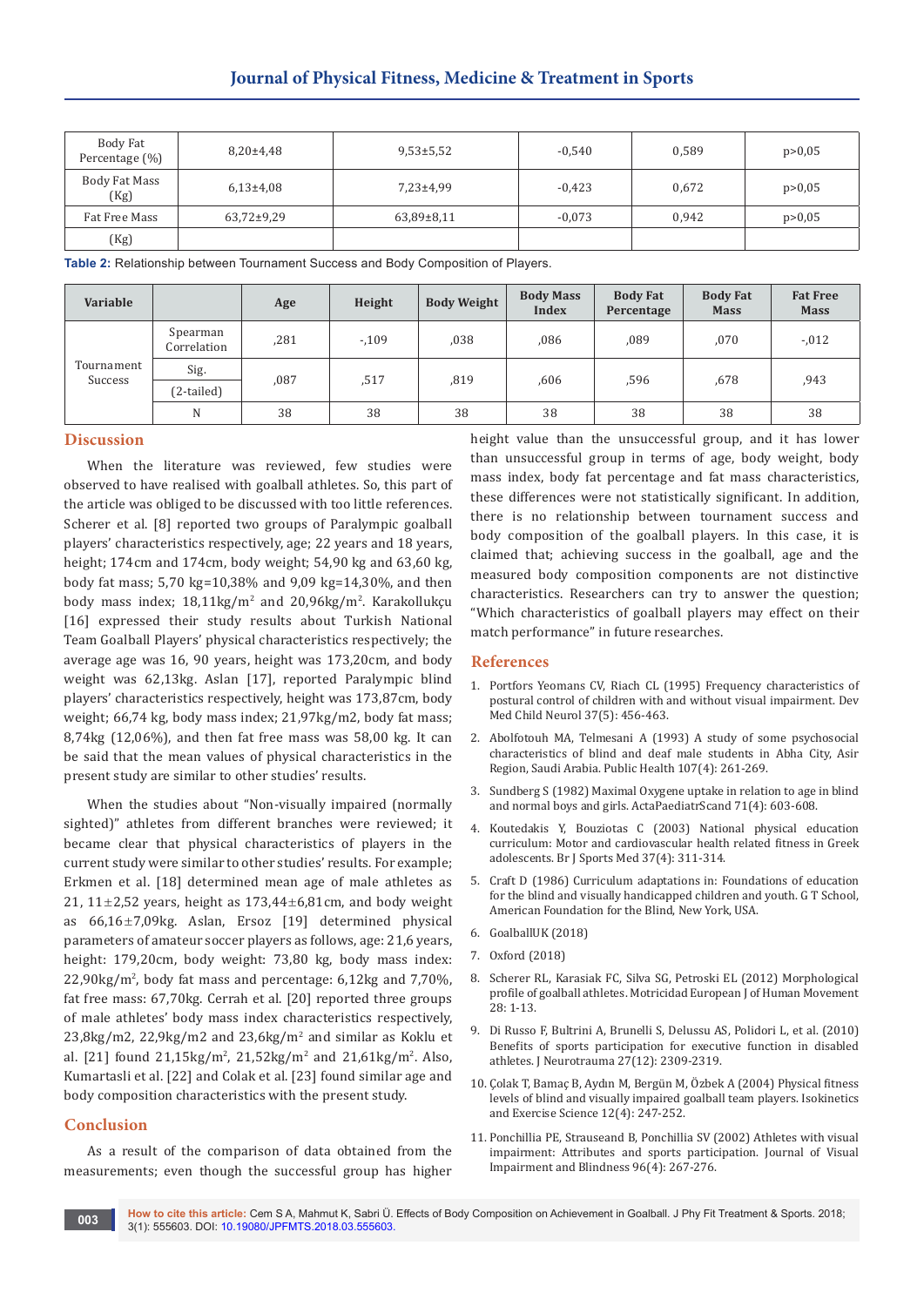| Body Fat Percentage (%) | 8,20±4,48 | 9,53±5,52 | -0,540 | 0,589 | p>0,05 |
|---|---|---|---|---|---|
| Body Fat Mass (Kg) | 6,13±4,08 | 7,23±4,99 | -0,423 | 0,672 | p>0,05 |
| Fat Free Mass (Kg) | 63,72±9,29 | 63,89±8,11 | -0,073 | 0,942 | p>0,05 |

**Table 2:** Relationship between Tournament Success and Body Composition of Players.

| Variable | | Age | Height | Body Weight | Body Mass Index | Body Fat Percentage | Body Fat Mass | Fat Free Mass |
|---|---|---|---|---|---|---|---|---|
| Tournament Success | Spearman Correlation | ,281 | -,109 | ,038 | ,086 | ,089 | ,070 | -,012 |
| | Sig. (2-tailed) | ,087 | ,517 | ,819 | ,606 | ,596 | ,678 | ,943 |
| | N | 38 | 38 | 38 | 38 | 38 | 38 | 38 |

## Discussion

When the literature was reviewed, few studies were observed to have realised with goalball athletes. So, this part of the article was obliged to be discussed with too little references. Scherer et al. [8] reported two groups of Paralympic goalball players' characteristics respectively, age; 22 years and 18 years, height; 174cm and 174cm, body weight; 54,90 kg and 63,60 kg, body fat mass; 5,70 kg=10,38% and 9,09 kg=14,30%, and then body mass index; 18,11kg/m$^2$ and 20,96kg/m$^2$. Karakollukçu [16] expressed their study results about Turkish National Team Goalball Players' physical characteristics respectively; the average age was 16, 90 years, height was 173,20cm, and body weight was 62,13kg. Aslan [17], reported Paralympic blind players' characteristics respectively, height was 173,87cm, body weight; 66,74 kg, body mass index; 21,97kg/m2, body fat mass; 8,74kg (12,06%), and then fat free mass was 58,00 kg. It can be said that the mean values of physical characteristics in the present study are similar to other studies' results.

When the studies about "Non-visually impaired (normally sighted)" athletes from different branches were reviewed; it became clear that physical characteristics of players in the current study were similar to other studies' results. For example; Erkmen et al. [18] determined mean age of male athletes as 21, 11±2,52 years, height as 173,44±6,81cm, and body weight as 66,16±7,09kg. Aslan, Ersoz [19] determined physical parameters of amateur soccer players as follows, age: 21,6 years, height: 179,20cm, body weight: 73,80 kg, body mass index: 22,90kg/m$^2$, body fat mass and percentage: 6,12kg and 7,70%, fat free mass: 67,70kg. Cerrah et al. [20] reported three groups of male athletes' body mass index characteristics respectively, 23,8kg/m2, 22,9kg/m2 and 23,6kg/m$^2$ and similar as Koklu et al. [21] found 21,15kg/m$^2$, 21,52kg/m$^2$ and 21,61kg/m$^2$. Also, Kumartasli et al. [22] and Colak et al. [23] found similar age and body composition characteristics with the present study.

## Conclusion

As a result of the comparison of data obtained from the measurements; even though the successful group has higher height value than the unsuccessful group, and it has lower than unsuccessful group in terms of age, body weight, body mass index, body fat percentage and fat mass characteristics, these differences were not statistically significant. In addition, there is no relationship between tournament success and body composition of the goalball players. In this case, it is claimed that; achieving success in the goalball, age and the measured body composition components are not distinctive characteristics. Researchers can try to answer the question; "Which characteristics of goalball players may effect on their match performance" in future researches.

## References

1. Portfors Yeomans CV, Riach CL (1995) Frequency characteristics of postural control of children with and without visual impairment. Dev Med Child Neurol 37(5): 456-463.
2. Abolfotouh MA, Telmesani A (1993) A study of some psychosocial characteristics of blind and deaf male students in Abha City, Asir Region, Saudi Arabia. Public Health 107(4): 261-269.
3. Sundberg S (1982) Maximal Oxygene uptake in relation to age in blind and normal boys and girls. ActaPaediatrScand 71(4): 603-608.
4. Koutedakis Y, Bouziotas C (2003) National physical education curriculum: Motor and cardiovascular health related fitness in Greek adolescents. Br J Sports Med 37(4): 311-314.
5. Craft D (1986) Curriculum adaptations in: Foundations of education for the blind and visually handicapped children and youth. G T School, American Foundation for the Blind, New York, USA.
6. GoalballUK (2018)
7. Oxford (2018)
8. Scherer RL, Karasiak FC, Silva SG, Petroski EL (2012) Morphological profile of goalball athletes. Motricidad European J of Human Movement 28: 1-13.
9. Di Russo F, Bultrini A, Brunelli S, Delussu AS, Polidori L, et al. (2010) Benefits of sports participation for executive function in disabled athletes. J Neurotrauma 27(12): 2309-2319.
10. Çolak T, Bamaç B, Aydın M, Bergün M, Özbek A (2004) Physical fitness levels of blind and visually impaired goalball team players. Isokinetics and Exercise Science 12(4): 247-252.
11. Ponchillia PE, Strauseand B, Ponchillia SV (2002) Athletes with visual impairment: Attributes and sports participation. Journal of Visual Impairment and Blindness 96(4): 267-276.

**How to cite this article:** Cem S A, Mahmut K, Sabri Ü. Effects of Body Composition on Achievement in Goalball. J Phy Fit Treatment & Sports. 2018; 3(1): 555603. DOI: 10.19080/JPFMTS.2018.03.555603.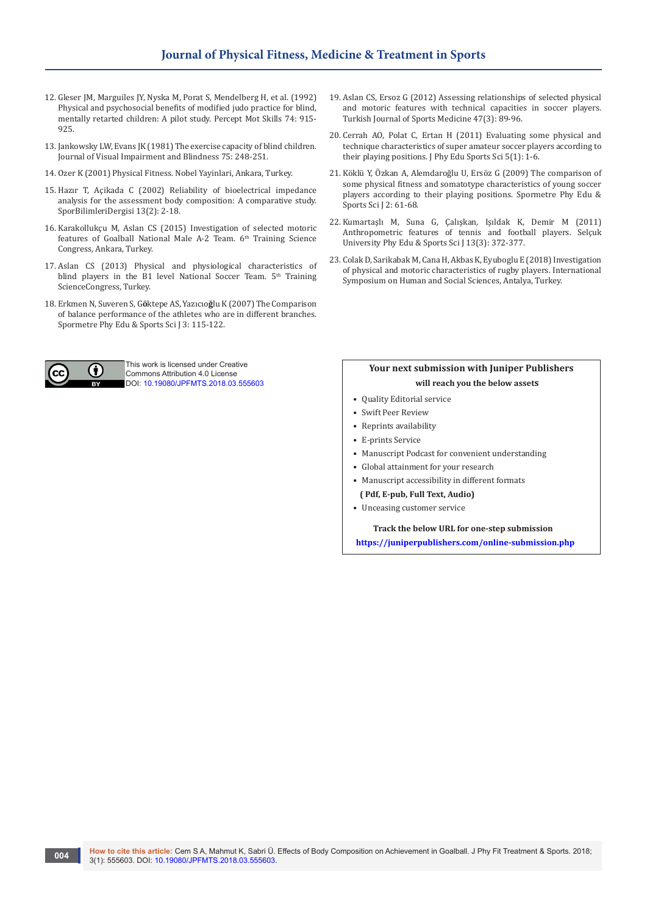12. Gleser JM, Marguiles JY, Nyska M, Porat S, Mendelberg H, et al. (1992) Physical and psychosocial benefits of modified judo practice for blind, mentally retarted children: A pilot study. Percept Mot Skills 74: 915-925.

13. Jankowsky LW, Evans JK (1981) The exercise capacity of blind children. Journal of Visual Impairment and Blindness 75: 248-251.

14. Ozer K (2001) Physical Fitness. Nobel Yayinlari, Ankara, Turkey.

15. Hazır T, Açıkada C (2002) Reliability of bioelectrical impedance analysis for the assessment body composition: A comparative study. SporBilimleriDergisi 13(2): 2-18.

16. Karakollukçu M, Aslan CS (2015) Investigation of selected motoric features of Goalball National Male A-2 Team. 6th Training Science Congress, Ankara, Turkey.

17. Aslan CS (2013) Physical and physiological characteristics of blind players in the B1 level National Soccer Team. 5th Training ScienceCongress, Turkey.

18. Erkmen N, Suveren S, Göktepe AS, Yazıcıoğlu K (2007) The Comparison of balance performance of the athletes who are in different branches. Spormetre Phy Edu & Sports Sci J 3: 115-122.

19. Aslan CS, Ersoz G (2012) Assessing relationships of selected physical and motoric features with technical capacities in soccer players. Turkish Journal of Sports Medicine 47(3): 89-96.

20. Cerrah AO, Polat C, Ertan H (2011) Evaluating some physical and technique characteristics of super amateur soccer players according to their playing positions. J Phy Edu Sports Sci 5(1): 1-6.

21. Köklü Y, Özkan A, Alemdaroğlu U, Ersöz G (2009) The comparison of some physical fitness and somatotype characteristics of young soccer players according to their playing positions. Spormetre Phy Edu & Sports Sci J 2: 61-68.

22. Kumartaşlı M, Suna G, Çalışkan, Işıldak K, Demir M (2011) Anthropometric features of tennis and football players. Selçuk University Phy Edu & Sports Sci J 13(3): 372-377.

23. Colak D, Sarikabak M, Cana H, Akbas K, Eyuboglu E (2018) Investigation of physical and motoric characteristics of rugby players. International Symposium on Human and Social Sciences, Antalya, Turkey.

This work is licensed under Creative Commons Attribution 4.0 License
DOI: 10.19080/JPFMTS.2018.03.555603

**Your next submission with Juniper Publishers**
**will reach you the below assets**

- Quality Editorial service
- Swift Peer Review
- Reprints availability
- E-prints Service
- Manuscript Podcast for convenient understanding
- Global attainment for your research
- Manuscript accessibility in different formats

**( Pdf, E-pub, Full Text, Audio)**

- Unceasing customer service

**Track the below URL for one-step submission**
**https://juniperpublishers.com/online-submission.php**

**How to cite this article:** Cem S A, Mahmut K, Sabri Ü. Effects of Body Composition on Achievement in Goalball. J Phy Fit Treatment & Sports. 2018; 3(1): 555603. DOI: 10.19080/JPFMTS.2018.03.555603.